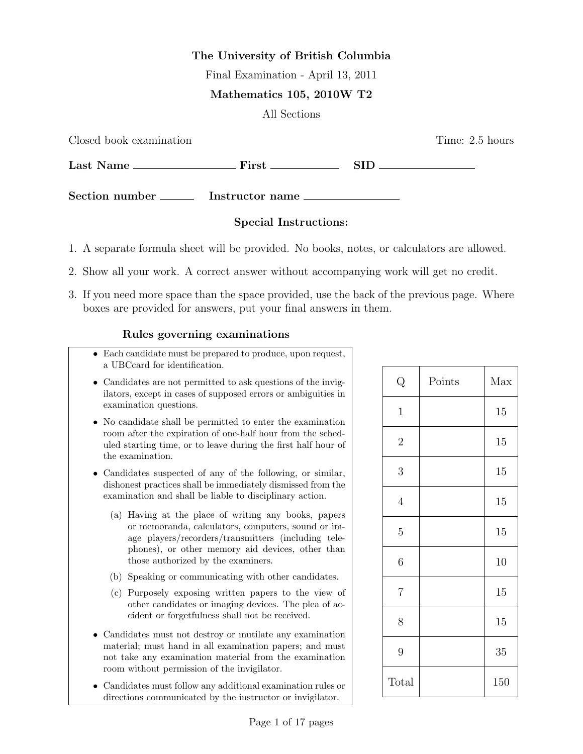**The University of British Columbia**

Final Examination - April 13, 2011

**Mathematics 105, 2010W T2**

All Sections

Closed book examination                                                                 Time: 2.5 hours

**Last Name** ________________ **First** ___________ **SID** ______________

**Section number** ______ **Instructor name** ________________

## Special Instructions:

1. A separate formula sheet will be provided. No books, notes, or calculators are allowed.
2. Show all your work. A correct answer without accompanying work will get no credit.
3. If you need more space than the space provided, use the back of the previous page. Where boxes are provided for answers, put your final answers in them.

### Rules governing examinations

- Each candidate must be prepared to produce, upon request, a UBCcard for identification.
- Candidates are not permitted to ask questions of the invigilators, except in cases of supposed errors or ambiguities in examination questions.
- No candidate shall be permitted to enter the examination room after the expiration of one-half hour from the scheduled starting time, or to leave during the first half hour of the examination.
- Candidates suspected of any of the following, or similar, dishonest practices shall be immediately dismissed from the examination and shall be liable to disciplinary action.
  - (a) Having at the place of writing any books, papers or memoranda, calculators, computers, sound or image players/recorders/transmitters (including telephones), or other memory aid devices, other than those authorized by the examiners.
  - (b) Speaking or communicating with other candidates.
  - (c) Purposely exposing written papers to the view of other candidates or imaging devices. The plea of accident or forgetfulness shall not be received.
- Candidates must not destroy or mutilate any examination material; must hand in all examination papers; and must not take any examination material from the examination room without permission of the invigilator.
- Candidates must follow any additional examination rules or directions communicated by the instructor or invigilator.

| Q | Points | Max |
|---|---|---|
| 1 | | 15 |
| 2 | | 15 |
| 3 | | 15 |
| 4 | | 15 |
| 5 | | 15 |
| 6 | | 10 |
| 7 | | 15 |
| 8 | | 15 |
| 9 | | 35 |
| Total | | 150 |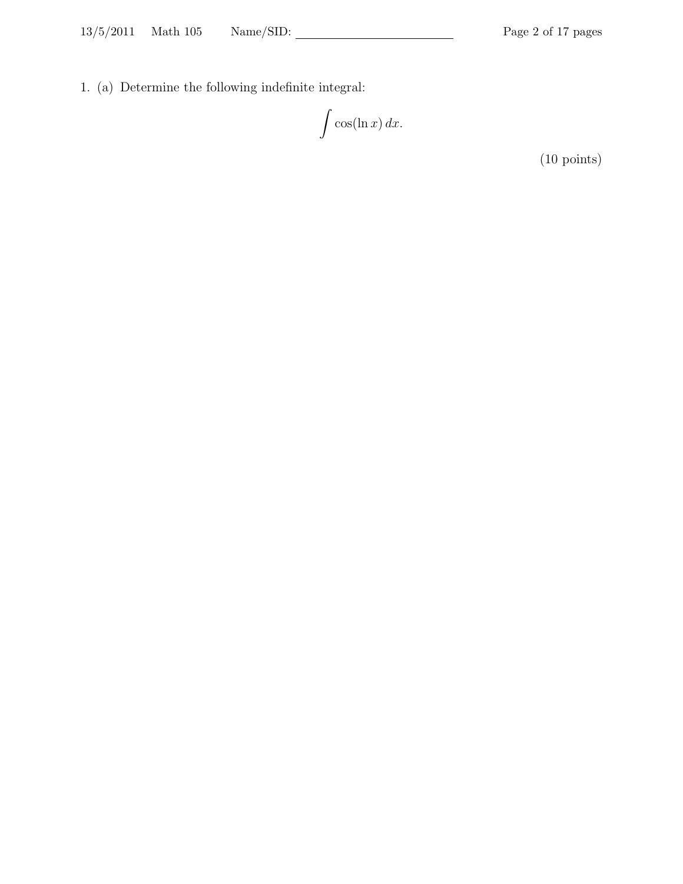1. (a) Determine the following indefinite integral:

$$\int \cos(\ln x)\, dx.$$

(10 points)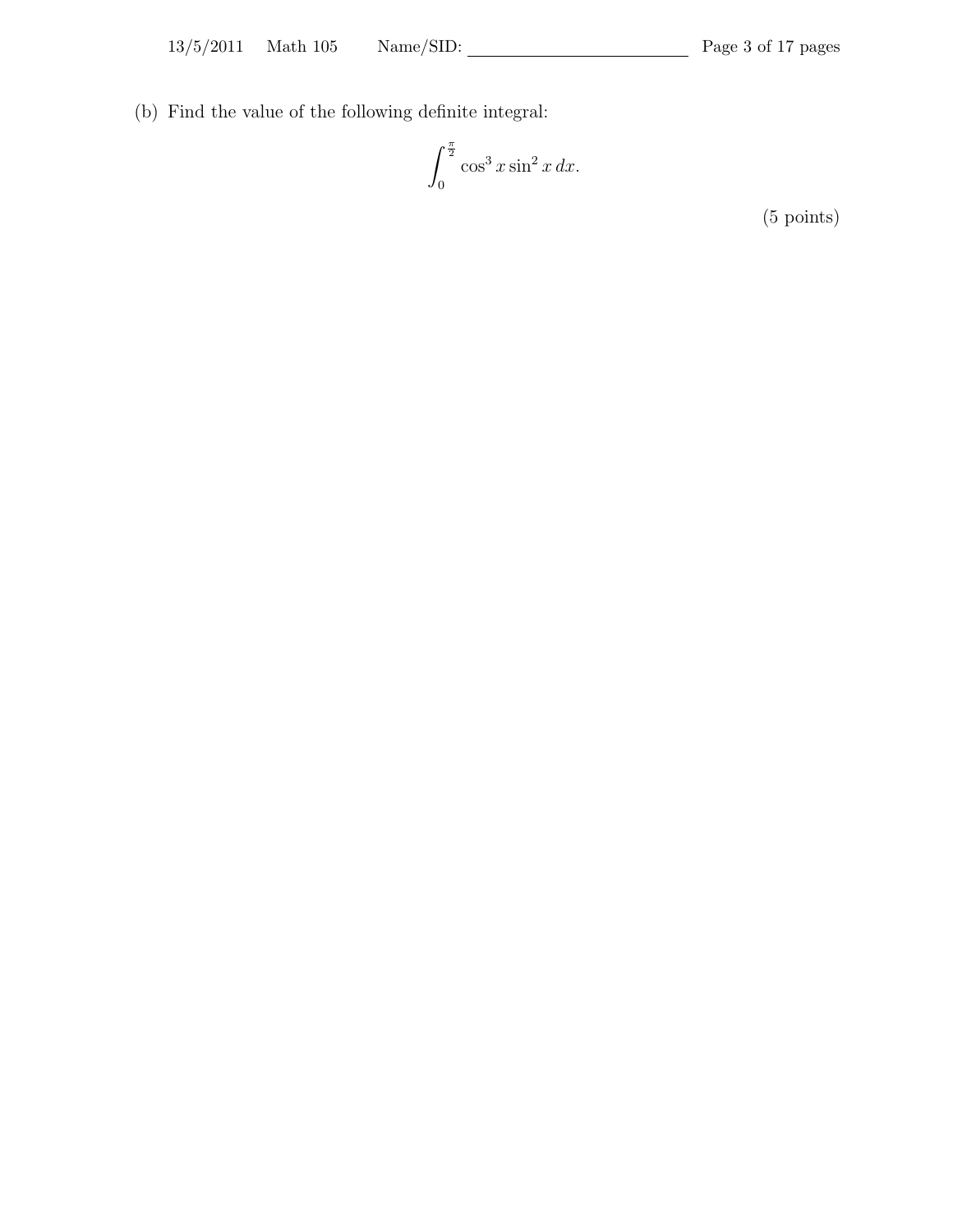(b) Find the value of the following definite integral:

$$\int_0^{\frac{\pi}{2}} \cos^3 x \sin^2 x \, dx.$$

(5 points)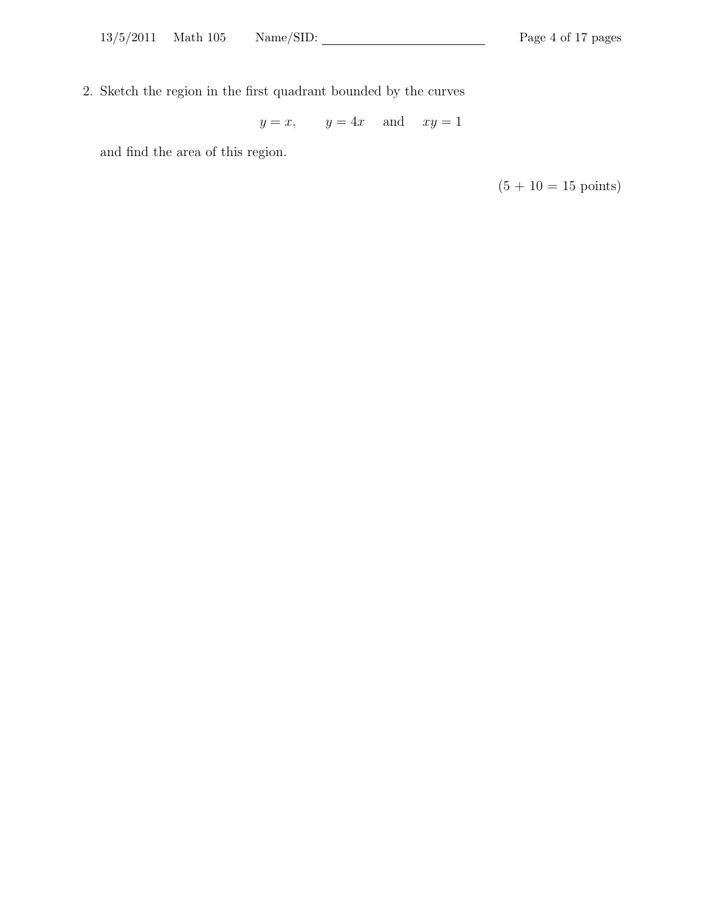2. Sketch the region in the first quadrant bounded by the curves

$$y = x, \qquad y = 4x \quad \text{and} \quad xy = 1$$

and find the area of this region.

(5 + 10 = 15 points)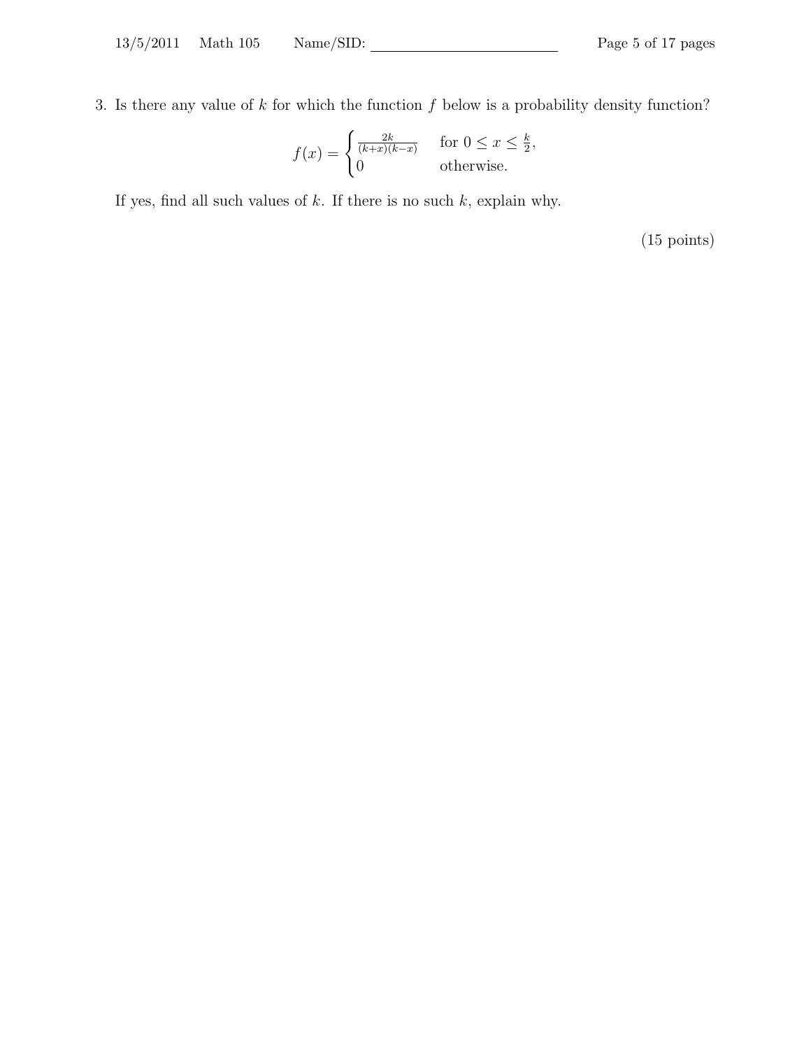3. Is there any value of $k$ for which the function $f$ below is a probability density function?

$$f(x) = \begin{cases} \frac{2k}{(k+x)(k-x)} & \text{for } 0 \leq x \leq \frac{k}{2}, \\ 0 & \text{otherwise.} \end{cases}$$

If yes, find all such values of $k$. If there is no such $k$, explain why.

(15 points)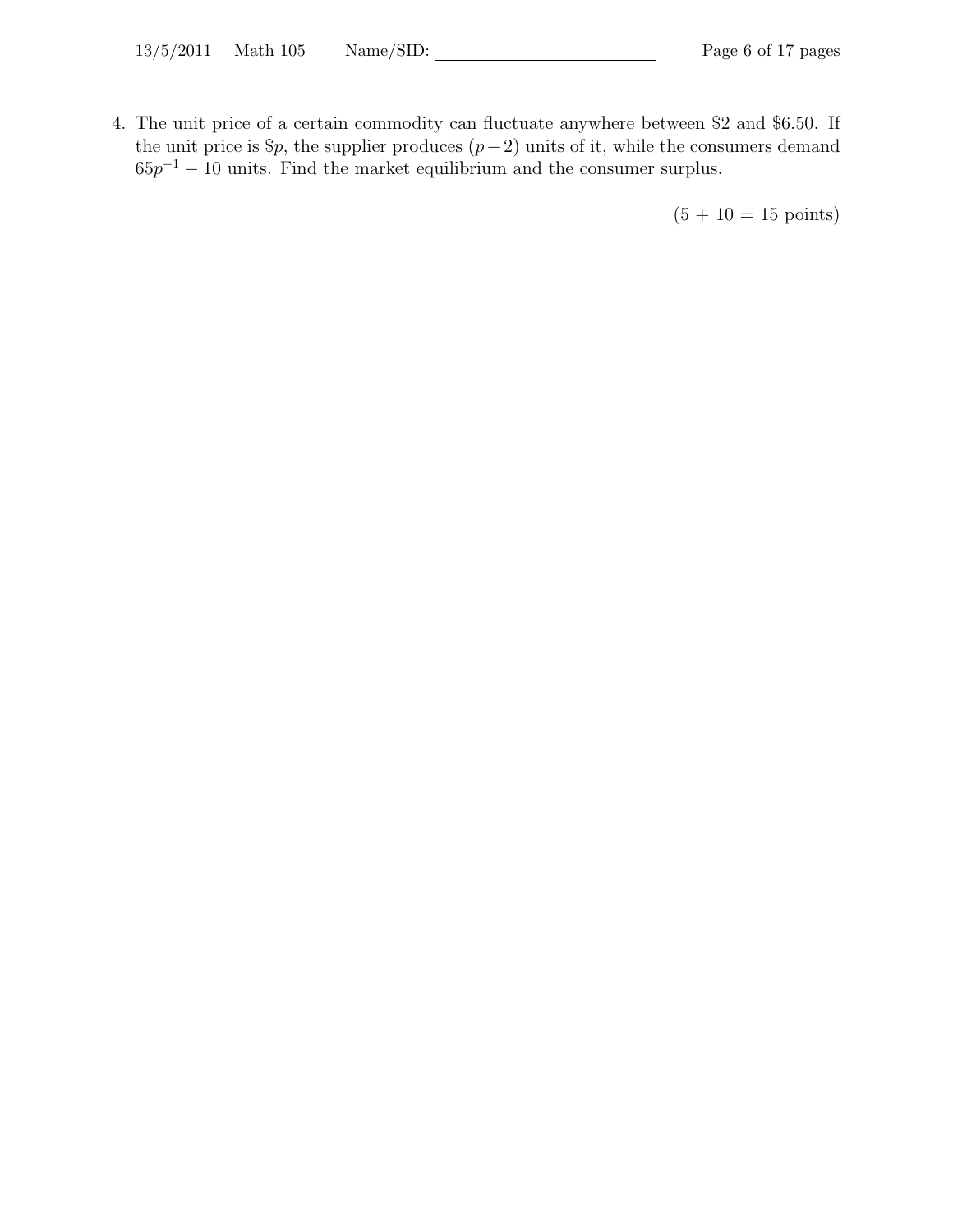4. The unit price of a certain commodity can fluctuate anywhere between \$2 and \$6.50. If the unit price is \$$p$, the supplier produces $(p-2)$ units of it, while the consumers demand $65p^{-1} - 10$ units. Find the market equilibrium and the consumer surplus.

(5 + 10 = 15 points)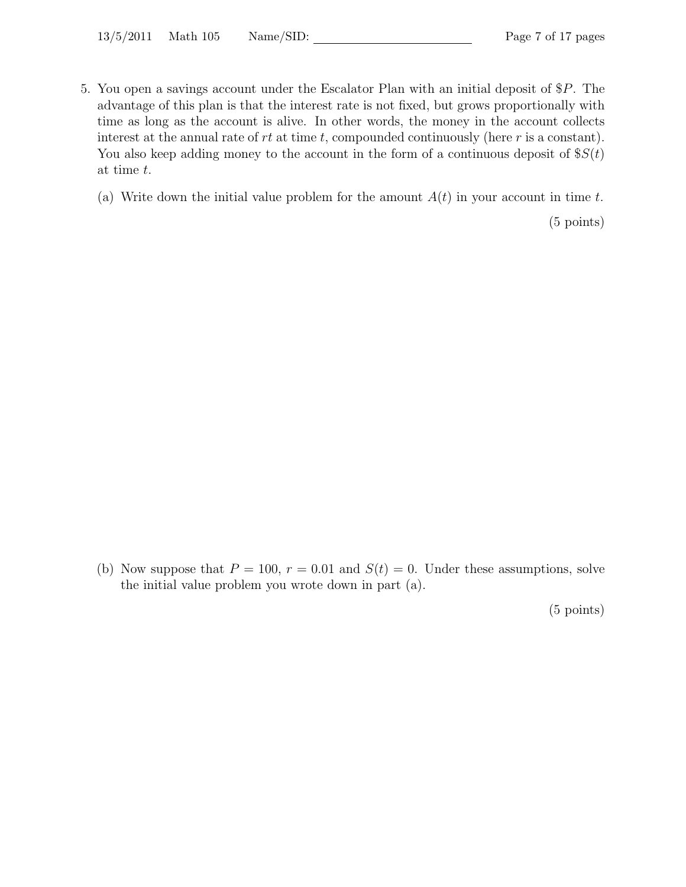5. You open a savings account under the Escalator Plan with an initial deposit of $\$P$. The advantage of this plan is that the interest rate is not fixed, but grows proportionally with time as long as the account is alive. In other words, the money in the account collects interest at the annual rate of $rt$ at time $t$, compounded continuously (here $r$ is a constant). You also keep adding money to the account in the form of a continuous deposit of $\$S(t)$ at time $t$.

   (a) Write down the initial value problem for the amount $A(t)$ in your account in time $t$.

   (5 points)

   (b) Now suppose that $P = 100$, $r = 0.01$ and $S(t) = 0$. Under these assumptions, solve the initial value problem you wrote down in part (a).

   (5 points)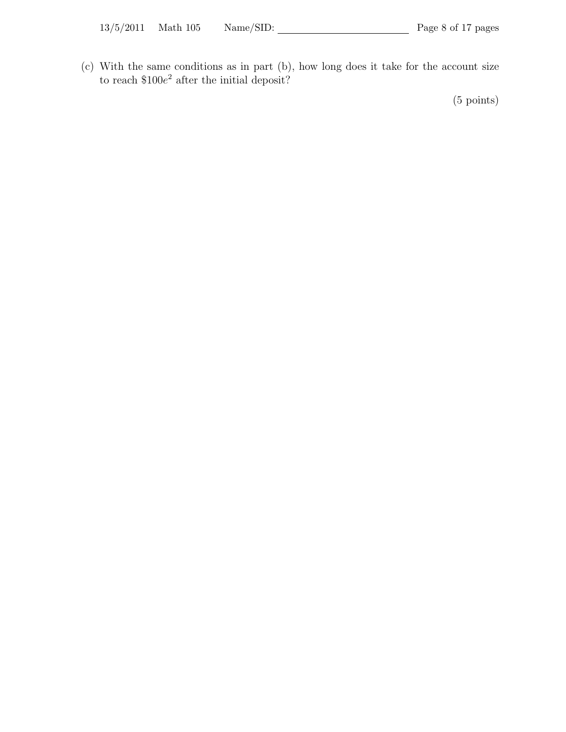(c) With the same conditions as in part (b), how long does it take for the account size to reach $\$100e^2$ after the initial deposit?

(5 points)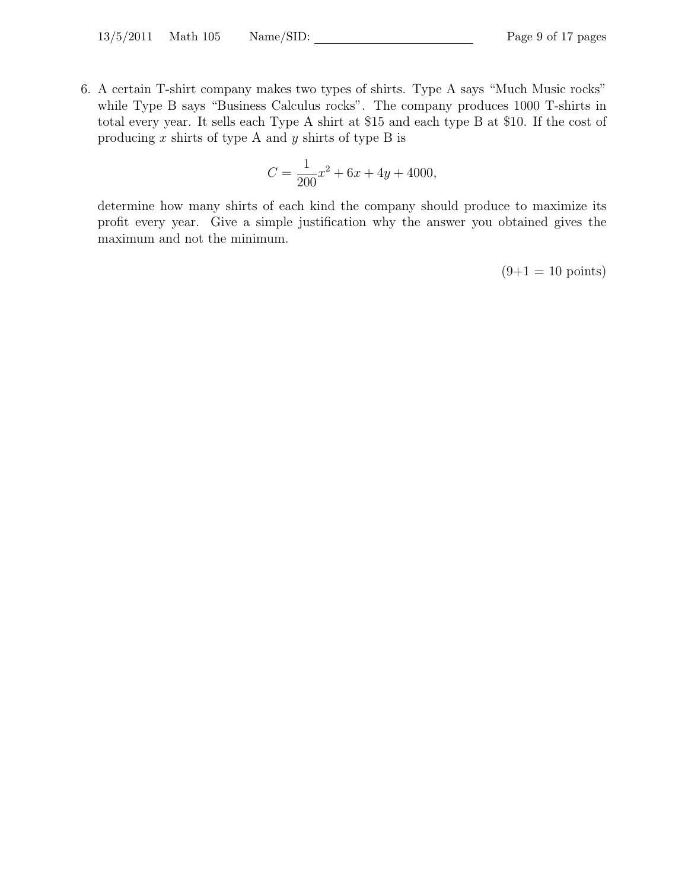6. A certain T-shirt company makes two types of shirts. Type A says "Much Music rocks" while Type B says "Business Calculus rocks". The company produces 1000 T-shirts in total every year. It sells each Type A shirt at $15 and each type B at $10. If the cost of producing $x$ shirts of type A and $y$ shirts of type B is

$$C = \frac{1}{200}x^2 + 6x + 4y + 4000,$$

determine how many shirts of each kind the company should produce to maximize its profit every year. Give a simple justification why the answer you obtained gives the maximum and not the minimum.

(9+1 = 10 points)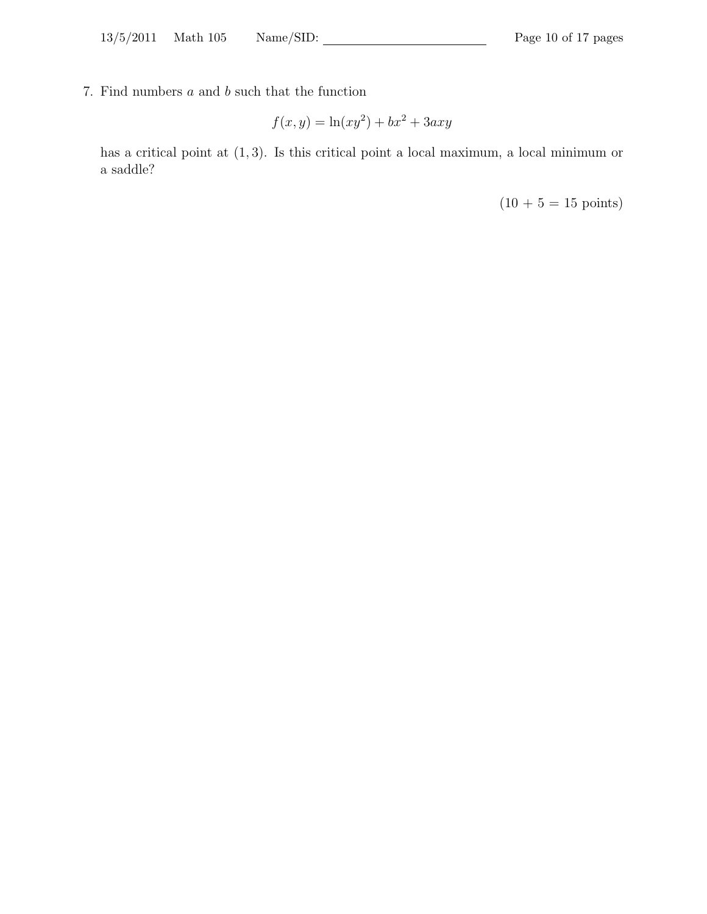7. Find numbers $a$ and $b$ such that the function

$$f(x, y) = \ln(xy^2) + bx^2 + 3axy$$

has a critical point at $(1, 3)$. Is this critical point a local maximum, a local minimum or a saddle?

(10 + 5 = 15 points)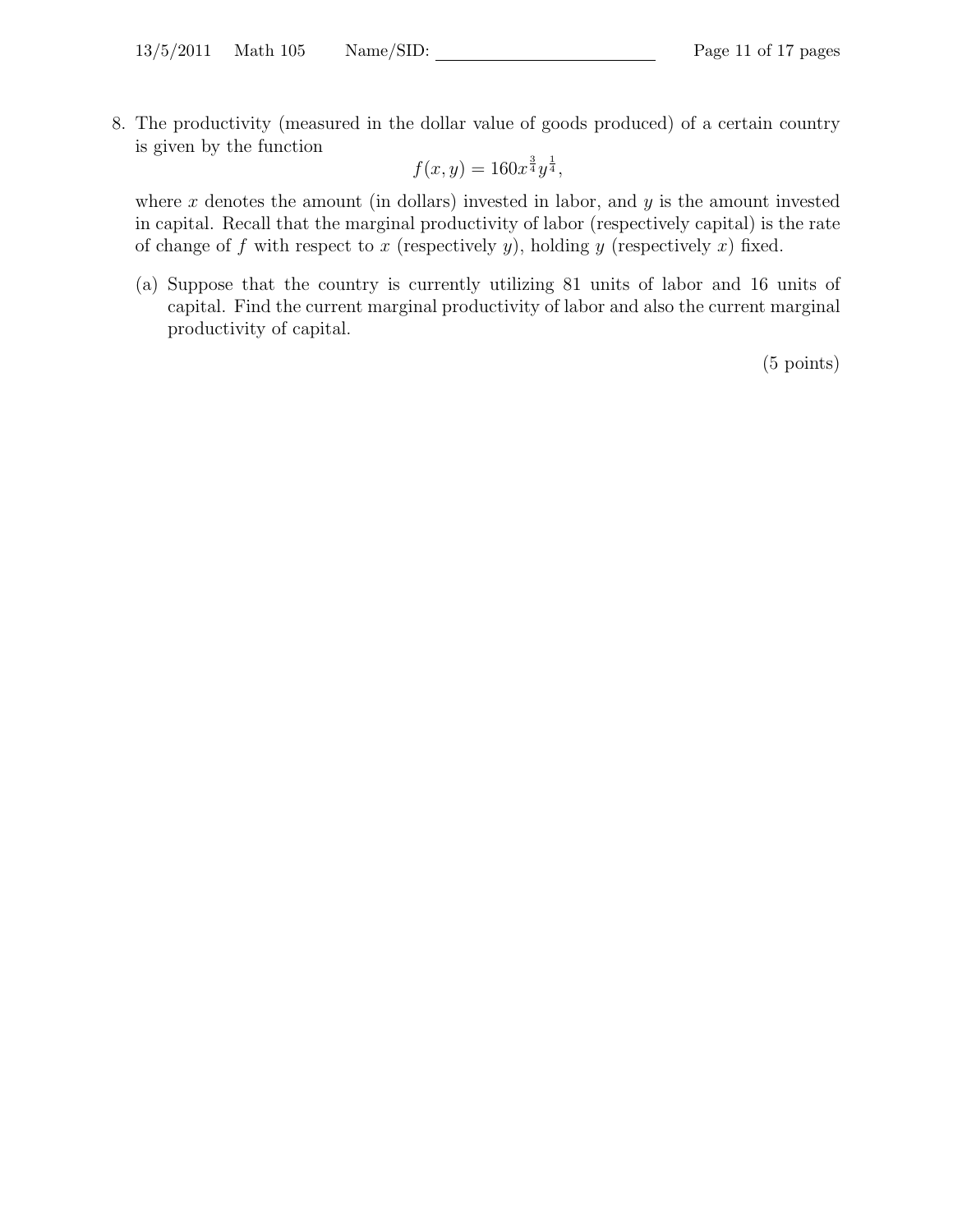8. The productivity (measured in the dollar value of goods produced) of a certain country is given by the function

$$f(x, y) = 160x^{\frac{3}{4}}y^{\frac{1}{4}},$$

where $x$ denotes the amount (in dollars) invested in labor, and $y$ is the amount invested in capital. Recall that the marginal productivity of labor (respectively capital) is the rate of change of $f$ with respect to $x$ (respectively $y$), holding $y$ (respectively $x$) fixed.

(a) Suppose that the country is currently utilizing 81 units of labor and 16 units of capital. Find the current marginal productivity of labor and also the current marginal productivity of capital.

(5 points)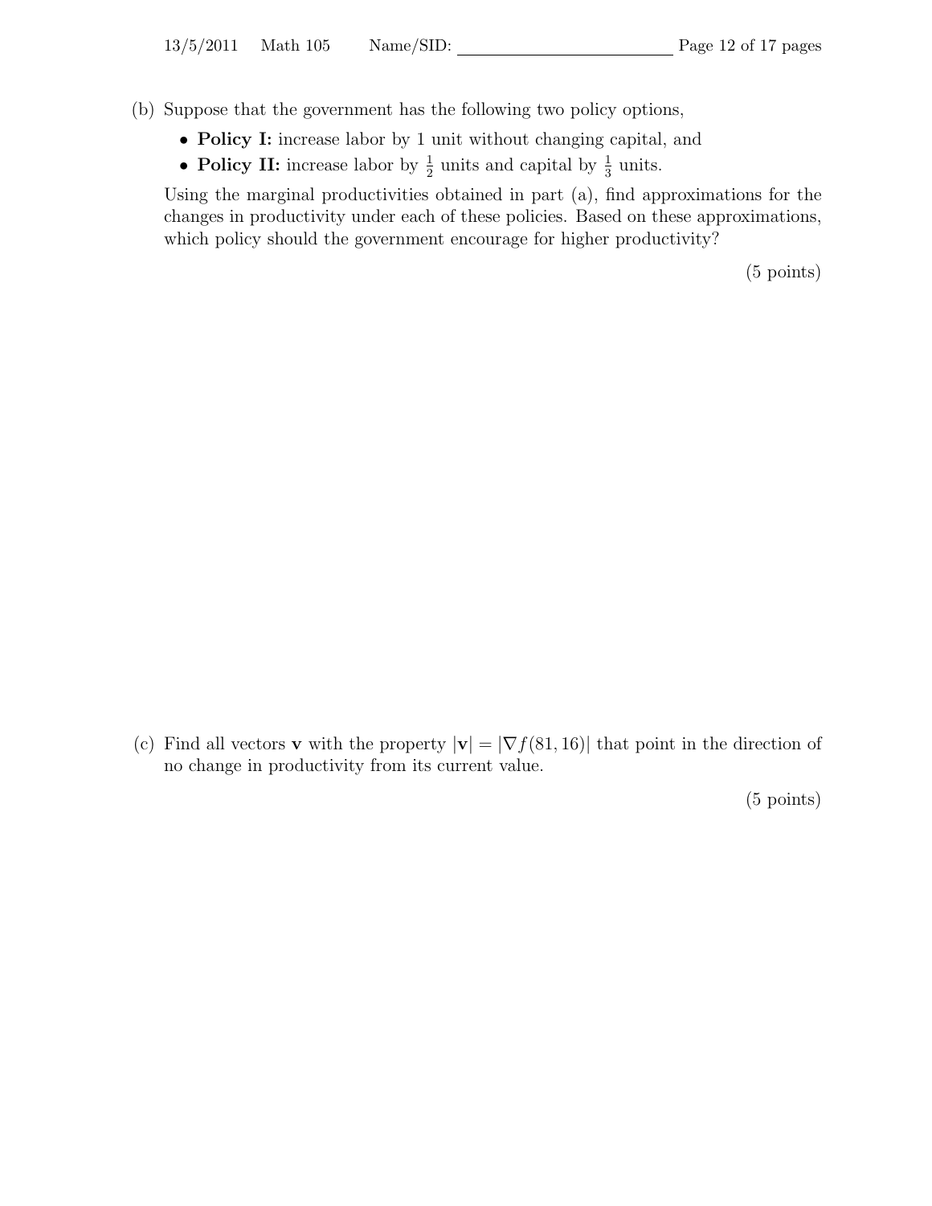(b) Suppose that the government has the following two policy options,

- **Policy I:** increase labor by 1 unit without changing capital, and
- **Policy II:** increase labor by $\frac{1}{2}$ units and capital by $\frac{1}{3}$ units.

Using the marginal productivities obtained in part (a), find approximations for the changes in productivity under each of these policies. Based on these approximations, which policy should the government encourage for higher productivity?

(5 points)

(c) Find all vectors $\mathbf{v}$ with the property $|\mathbf{v}| = |\nabla f(81, 16)|$ that point in the direction of no change in productivity from its current value.

(5 points)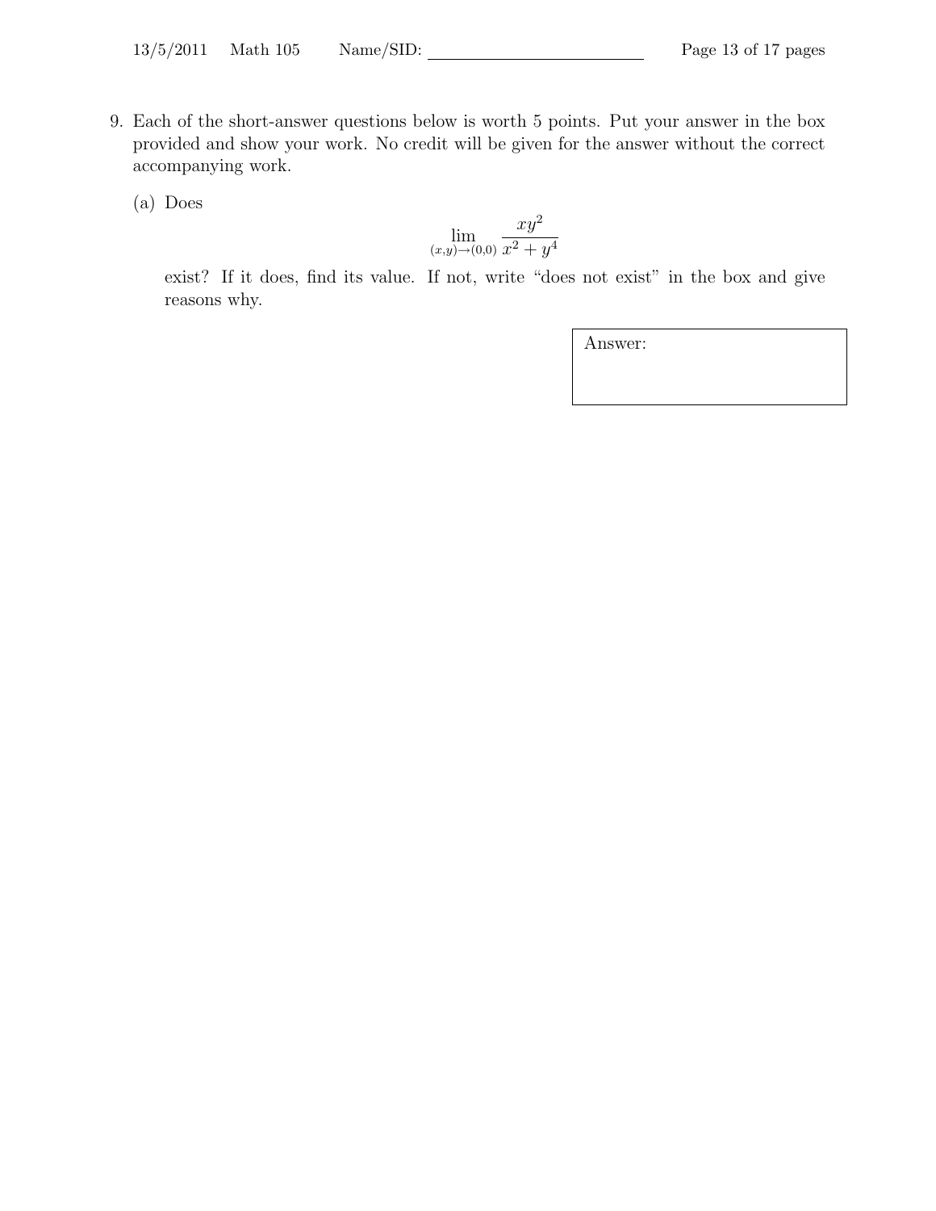9. Each of the short-answer questions below is worth 5 points. Put your answer in the box provided and show your work. No credit will be given for the answer without the correct accompanying work.

   (a) Does

   $$\lim_{(x,y)\to(0,0)} \frac{xy^2}{x^2 + y^4}$$

   exist? If it does, find its value. If not, write "does not exist" in the box and give reasons why.

| Answer: |
| --- |
| |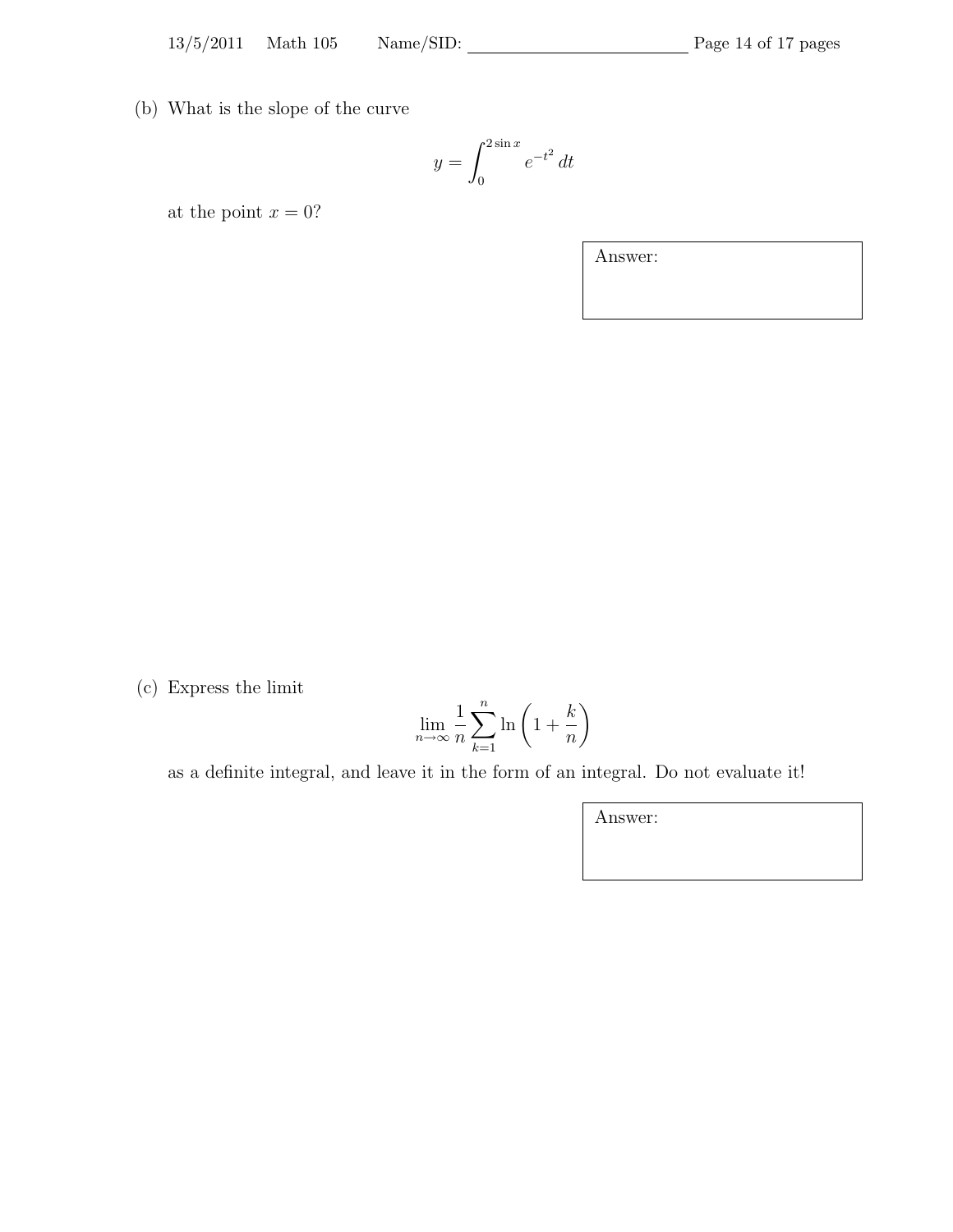(b) What is the slope of the curve

$$y = \int_0^{2\sin x} e^{-t^2}\, dt$$

at the point $x = 0$?

Answer:

(c) Express the limit

$$\lim_{n\to\infty} \frac{1}{n} \sum_{k=1}^{n} \ln\left(1 + \frac{k}{n}\right)$$

as a definite integral, and leave it in the form of an integral. Do not evaluate it!

Answer: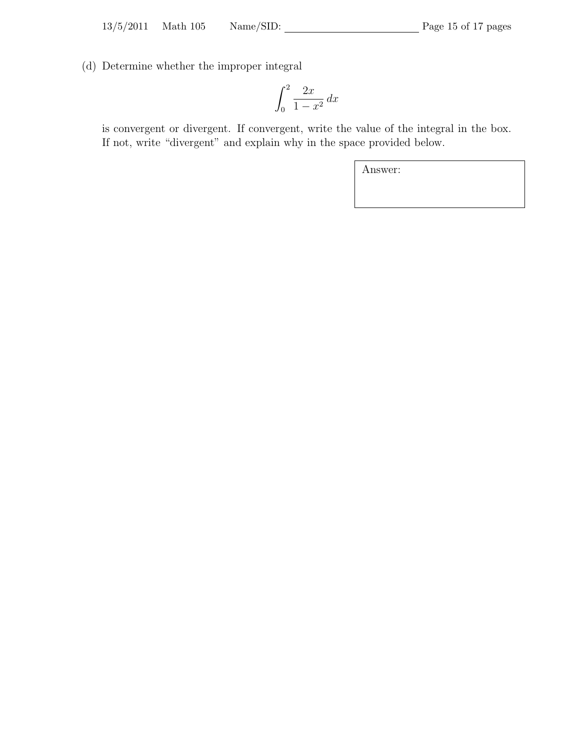(d) Determine whether the improper integral

$$\int_0^2 \frac{2x}{1-x^2}\,dx$$

is convergent or divergent. If convergent, write the value of the integral in the box. If not, write "divergent" and explain why in the space provided below.

| Answer: |
| --- |
| |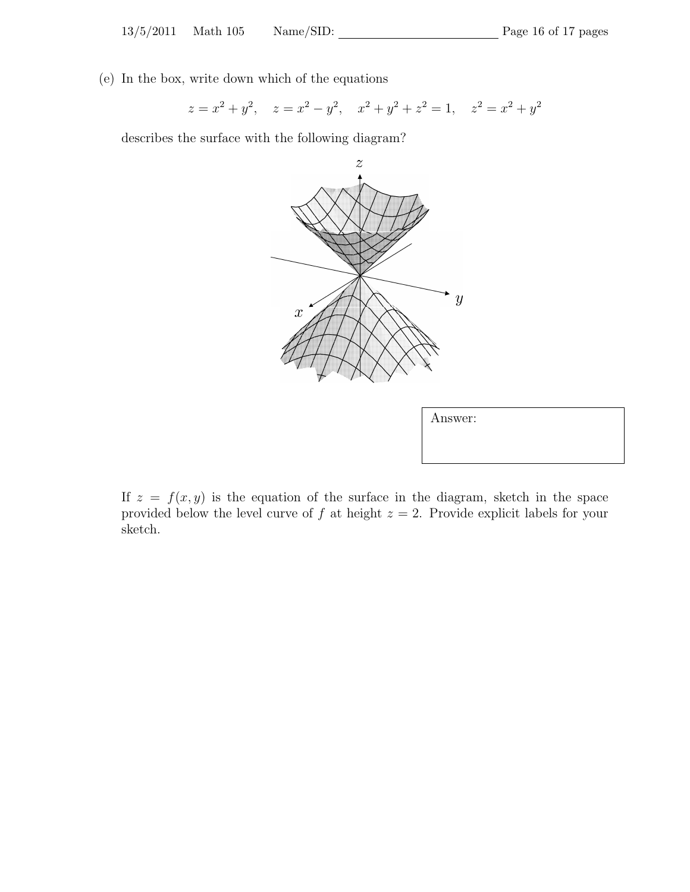(e) In the box, write down which of the equations

$$z = x^2 + y^2, \quad z = x^2 - y^2, \quad x^2 + y^2 + z^2 = 1, \quad z^2 = x^2 + y^2$$

describes the surface with the following diagram?

z

y

x

Answer:

If $z = f(x, y)$ is the equation of the surface in the diagram, sketch in the space provided below the level curve of $f$ at height $z = 2$. Provide explicit labels for your sketch.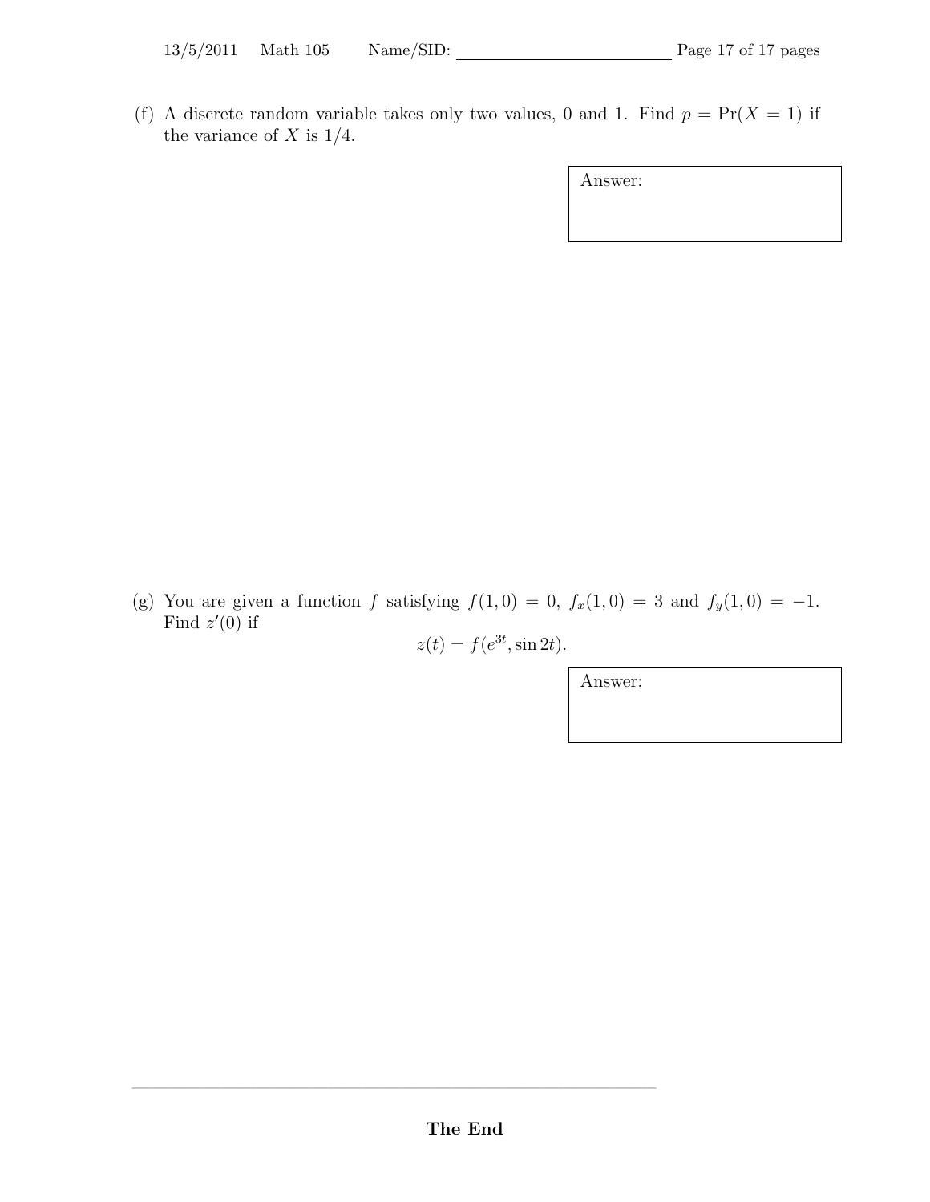(f) A discrete random variable takes only two values, 0 and 1. Find $p = \Pr(X = 1)$ if the variance of $X$ is $1/4$.

Answer:

(g) You are given a function $f$ satisfying $f(1, 0) = 0$, $f_x(1, 0) = 3$ and $f_y(1, 0) = -1$. Find $z'(0)$ if

$$z(t) = f(e^{3t}, \sin 2t).$$

Answer:

**The End**